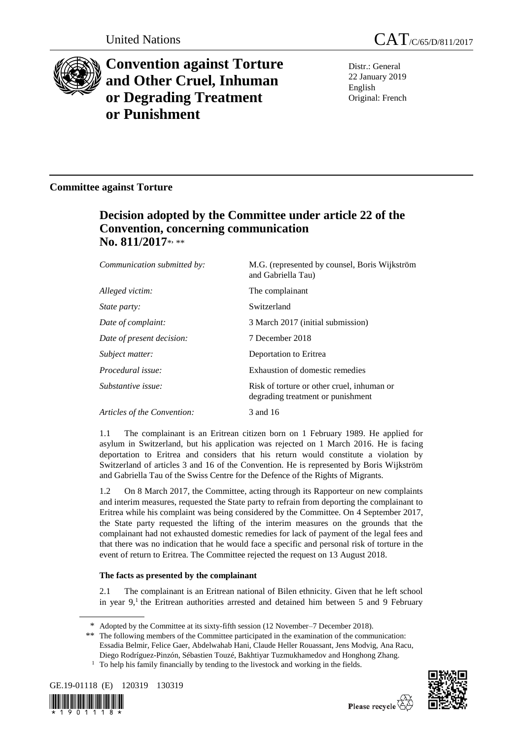United Nations

# CAT/C/65/D/811/2017

# Convention against Torture and Other Cruel, Inhuman or Degrading Treatment or Punishment

Distr.: General
22 January 2019
English
Original: French

## Committee against Torture

## Decision adopted by the Committee under article 22 of the Convention, concerning communication No. 811/2017[*], [**]

| | |
|---|---|
| *Communication submitted by:* | M.G. (represented by counsel, Boris Wijkström and Gabriella Tau) |
| *Alleged victim:* | The complainant |
| *State party:* | Switzerland |
| *Date of complaint:* | 3 March 2017 (initial submission) |
| *Date of present decision:* | 7 December 2018 |
| *Subject matter:* | Deportation to Eritrea |
| *Procedural issue:* | Exhaustion of domestic remedies |
| *Substantive issue:* | Risk of torture or other cruel, inhuman or degrading treatment or punishment |
| *Articles of the Convention:* | 3 and 16 |

1.1 The complainant is an Eritrean citizen born on 1 February 1989. He applied for asylum in Switzerland, but his application was rejected on 1 March 2016. He is facing deportation to Eritrea and considers that his return would constitute a violation by Switzerland of articles 3 and 16 of the Convention. He is represented by Boris Wijkström and Gabriella Tau of the Swiss Centre for the Defence of the Rights of Migrants.

1.2 On 8 March 2017, the Committee, acting through its Rapporteur on new complaints and interim measures, requested the State party to refrain from deporting the complainant to Eritrea while his complaint was being considered by the Committee. On 4 September 2017, the State party requested the lifting of the interim measures on the grounds that the complainant had not exhausted domestic remedies for lack of payment of the legal fees and that there was no indication that he would face a specific and personal risk of torture in the event of return to Eritrea. The Committee rejected the request on 13 August 2018.

### The facts as presented by the complainant

2.1 The complainant is an Eritrean national of Bilen ethnicity. Given that he left school in year 9,[1] the Eritrean authorities arrested and detained him between 5 and 9 February

---

[*] Adopted by the Committee at its sixty-fifth session (12 November–7 December 2018).

[**] The following members of the Committee participated in the examination of the communication: Essadia Belmir, Felice Gaer, Abdelwahab Hani, Claude Heller Rouassant, Jens Modvig, Ana Racu, Diego Rodríguez-Pinzón, Sébastien Touzé, Bakhtiyar Tuzmukhamedov and Honghong Zhang.

[1] To help his family financially by tending to the livestock and working in the fields.

GE.19-01118 (E) 120319 130319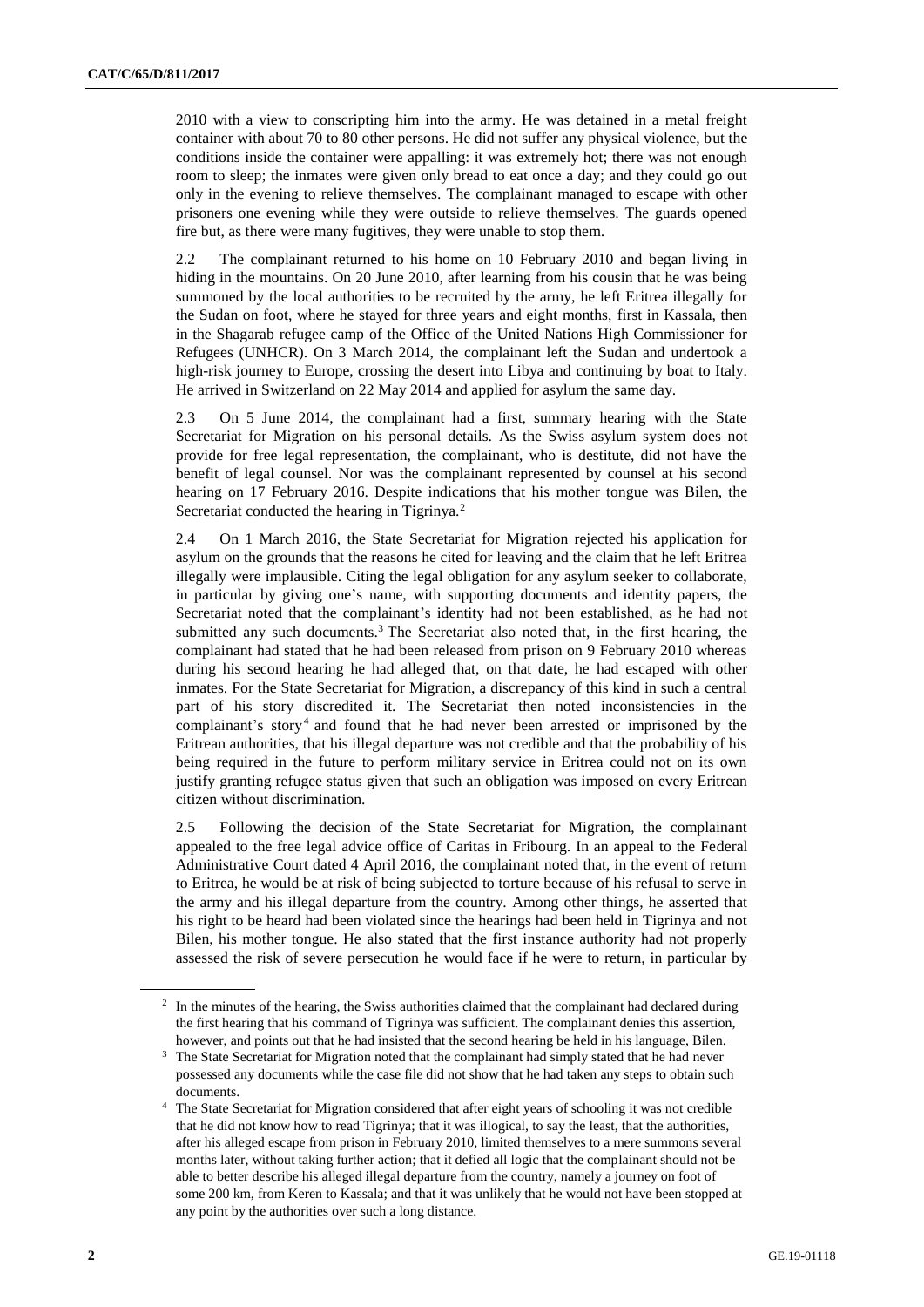2010 with a view to conscripting him into the army. He was detained in a metal freight container with about 70 to 80 other persons. He did not suffer any physical violence, but the conditions inside the container were appalling: it was extremely hot; there was not enough room to sleep; the inmates were given only bread to eat once a day; and they could go out only in the evening to relieve themselves. The complainant managed to escape with other prisoners one evening while they were outside to relieve themselves. The guards opened fire but, as there were many fugitives, they were unable to stop them.

2.2 The complainant returned to his home on 10 February 2010 and began living in hiding in the mountains. On 20 June 2010, after learning from his cousin that he was being summoned by the local authorities to be recruited by the army, he left Eritrea illegally for the Sudan on foot, where he stayed for three years and eight months, first in Kassala, then in the Shagarab refugee camp of the Office of the United Nations High Commissioner for Refugees (UNHCR). On 3 March 2014, the complainant left the Sudan and undertook a high-risk journey to Europe, crossing the desert into Libya and continuing by boat to Italy. He arrived in Switzerland on 22 May 2014 and applied for asylum the same day.

2.3 On 5 June 2014, the complainant had a first, summary hearing with the State Secretariat for Migration on his personal details. As the Swiss asylum system does not provide for free legal representation, the complainant, who is destitute, did not have the benefit of legal counsel. Nor was the complainant represented by counsel at his second hearing on 17 February 2016. Despite indications that his mother tongue was Bilen, the Secretariat conducted the hearing in Tigrinya.[2]

2.4 On 1 March 2016, the State Secretariat for Migration rejected his application for asylum on the grounds that the reasons he cited for leaving and the claim that he left Eritrea illegally were implausible. Citing the legal obligation for any asylum seeker to collaborate, in particular by giving one's name, with supporting documents and identity papers, the Secretariat noted that the complainant's identity had not been established, as he had not submitted any such documents.[3] The Secretariat also noted that, in the first hearing, the complainant had stated that he had been released from prison on 9 February 2010 whereas during his second hearing he had alleged that, on that date, he had escaped with other inmates. For the State Secretariat for Migration, a discrepancy of this kind in such a central part of his story discredited it. The Secretariat then noted inconsistencies in the complainant's story[4] and found that he had never been arrested or imprisoned by the Eritrean authorities, that his illegal departure was not credible and that the probability of his being required in the future to perform military service in Eritrea could not on its own justify granting refugee status given that such an obligation was imposed on every Eritrean citizen without discrimination.

2.5 Following the decision of the State Secretariat for Migration, the complainant appealed to the free legal advice office of Caritas in Fribourg. In an appeal to the Federal Administrative Court dated 4 April 2016, the complainant noted that, in the event of return to Eritrea, he would be at risk of being subjected to torture because of his refusal to serve in the army and his illegal departure from the country. Among other things, he asserted that his right to be heard had been violated since the hearings had been held in Tigrinya and not Bilen, his mother tongue. He also stated that the first instance authority had not properly assessed the risk of severe persecution he would face if he were to return, in particular by

---

[2] In the minutes of the hearing, the Swiss authorities claimed that the complainant had declared during the first hearing that his command of Tigrinya was sufficient. The complainant denies this assertion, however, and points out that he had insisted that the second hearing be held in his language, Bilen.

[3] The State Secretariat for Migration noted that the complainant had simply stated that he had never possessed any documents while the case file did not show that he had taken any steps to obtain such documents.

[4] The State Secretariat for Migration considered that after eight years of schooling it was not credible that he did not know how to read Tigrinya; that it was illogical, to say the least, that the authorities, after his alleged escape from prison in February 2010, limited themselves to a mere summons several months later, without taking further action; that it defied all logic that the complainant should not be able to better describe his alleged illegal departure from the country, namely a journey on foot of some 200 km, from Keren to Kassala; and that it was unlikely that he would not have been stopped at any point by the authorities over such a long distance.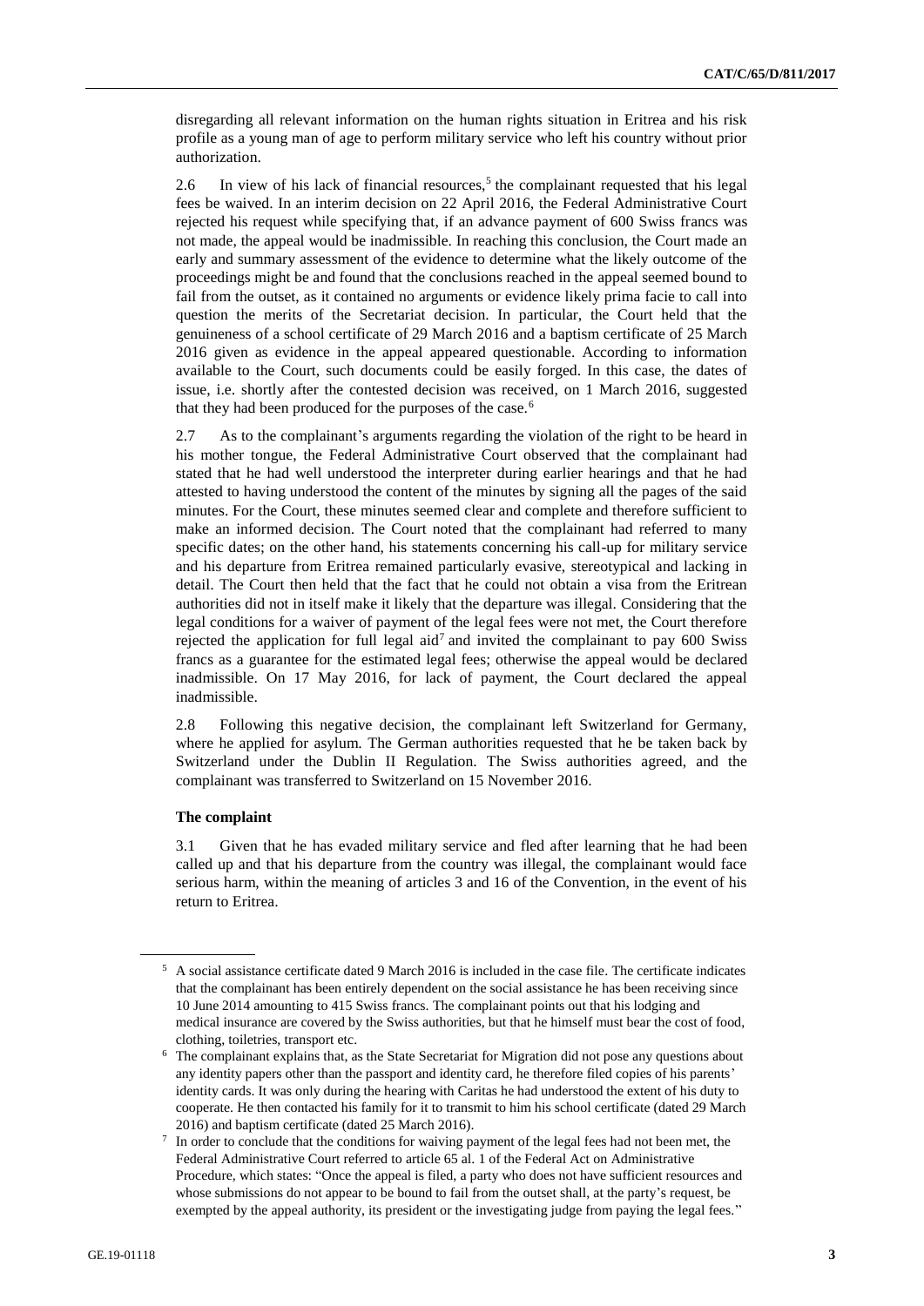disregarding all relevant information on the human rights situation in Eritrea and his risk profile as a young man of age to perform military service who left his country without prior authorization.

2.6 In view of his lack of financial resources,[5] the complainant requested that his legal fees be waived. In an interim decision on 22 April 2016, the Federal Administrative Court rejected his request while specifying that, if an advance payment of 600 Swiss francs was not made, the appeal would be inadmissible. In reaching this conclusion, the Court made an early and summary assessment of the evidence to determine what the likely outcome of the proceedings might be and found that the conclusions reached in the appeal seemed bound to fail from the outset, as it contained no arguments or evidence likely prima facie to call into question the merits of the Secretariat decision. In particular, the Court held that the genuineness of a school certificate of 29 March 2016 and a baptism certificate of 25 March 2016 given as evidence in the appeal appeared questionable. According to information available to the Court, such documents could be easily forged. In this case, the dates of issue, i.e. shortly after the contested decision was received, on 1 March 2016, suggested that they had been produced for the purposes of the case.[6]

2.7 As to the complainant's arguments regarding the violation of the right to be heard in his mother tongue, the Federal Administrative Court observed that the complainant had stated that he had well understood the interpreter during earlier hearings and that he had attested to having understood the content of the minutes by signing all the pages of the said minutes. For the Court, these minutes seemed clear and complete and therefore sufficient to make an informed decision. The Court noted that the complainant had referred to many specific dates; on the other hand, his statements concerning his call-up for military service and his departure from Eritrea remained particularly evasive, stereotypical and lacking in detail. The Court then held that the fact that he could not obtain a visa from the Eritrean authorities did not in itself make it likely that the departure was illegal. Considering that the legal conditions for a waiver of payment of the legal fees were not met, the Court therefore rejected the application for full legal aid[7] and invited the complainant to pay 600 Swiss francs as a guarantee for the estimated legal fees; otherwise the appeal would be declared inadmissible. On 17 May 2016, for lack of payment, the Court declared the appeal inadmissible.

2.8 Following this negative decision, the complainant left Switzerland for Germany, where he applied for asylum. The German authorities requested that he be taken back by Switzerland under the Dublin II Regulation. The Swiss authorities agreed, and the complainant was transferred to Switzerland on 15 November 2016.

### The complaint

3.1 Given that he has evaded military service and fled after learning that he had been called up and that his departure from the country was illegal, the complainant would face serious harm, within the meaning of articles 3 and 16 of the Convention, in the event of his return to Eritrea.

---

[5] A social assistance certificate dated 9 March 2016 is included in the case file. The certificate indicates that the complainant has been entirely dependent on the social assistance he has been receiving since 10 June 2014 amounting to 415 Swiss francs. The complainant points out that his lodging and medical insurance are covered by the Swiss authorities, but that he himself must bear the cost of food, clothing, toiletries, transport etc.

[6] The complainant explains that, as the State Secretariat for Migration did not pose any questions about any identity papers other than the passport and identity card, he therefore filed copies of his parents' identity cards. It was only during the hearing with Caritas he had understood the extent of his duty to cooperate. He then contacted his family for it to transmit to him his school certificate (dated 29 March 2016) and baptism certificate (dated 25 March 2016).

[7] In order to conclude that the conditions for waiving payment of the legal fees had not been met, the Federal Administrative Court referred to article 65 al. 1 of the Federal Act on Administrative Procedure, which states: "Once the appeal is filed, a party who does not have sufficient resources and whose submissions do not appear to be bound to fail from the outset shall, at the party's request, be exempted by the appeal authority, its president or the investigating judge from paying the legal fees."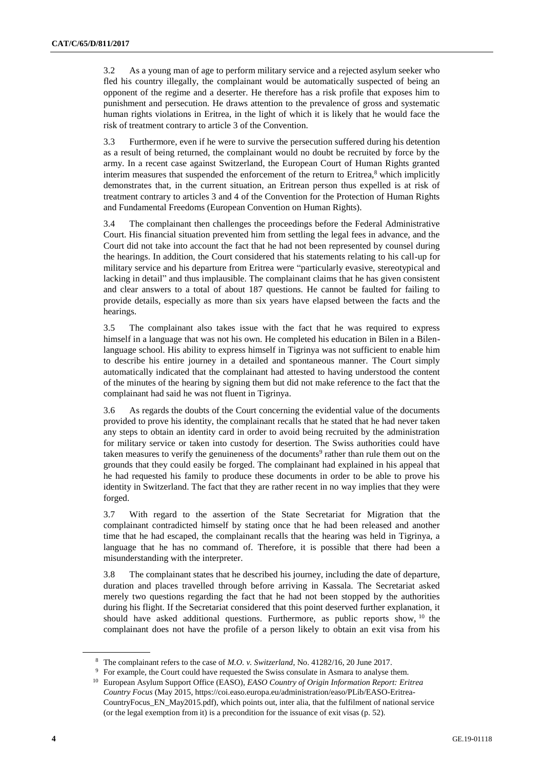3.2 As a young man of age to perform military service and a rejected asylum seeker who fled his country illegally, the complainant would be automatically suspected of being an opponent of the regime and a deserter. He therefore has a risk profile that exposes him to punishment and persecution. He draws attention to the prevalence of gross and systematic human rights violations in Eritrea, in the light of which it is likely that he would face the risk of treatment contrary to article 3 of the Convention.

3.3 Furthermore, even if he were to survive the persecution suffered during his detention as a result of being returned, the complainant would no doubt be recruited by force by the army. In a recent case against Switzerland, the European Court of Human Rights granted interim measures that suspended the enforcement of the return to Eritrea,[8] which implicitly demonstrates that, in the current situation, an Eritrean person thus expelled is at risk of treatment contrary to articles 3 and 4 of the Convention for the Protection of Human Rights and Fundamental Freedoms (European Convention on Human Rights).

3.4 The complainant then challenges the proceedings before the Federal Administrative Court. His financial situation prevented him from settling the legal fees in advance, and the Court did not take into account the fact that he had not been represented by counsel during the hearings. In addition, the Court considered that his statements relating to his call-up for military service and his departure from Eritrea were "particularly evasive, stereotypical and lacking in detail" and thus implausible. The complainant claims that he has given consistent and clear answers to a total of about 187 questions. He cannot be faulted for failing to provide details, especially as more than six years have elapsed between the facts and the hearings.

3.5 The complainant also takes issue with the fact that he was required to express himself in a language that was not his own. He completed his education in Bilen in a Bilen-language school. His ability to express himself in Tigrinya was not sufficient to enable him to describe his entire journey in a detailed and spontaneous manner. The Court simply automatically indicated that the complainant had attested to having understood the content of the minutes of the hearing by signing them but did not make reference to the fact that the complainant had said he was not fluent in Tigrinya.

3.6 As regards the doubts of the Court concerning the evidential value of the documents provided to prove his identity, the complainant recalls that he stated that he had never taken any steps to obtain an identity card in order to avoid being recruited by the administration for military service or taken into custody for desertion. The Swiss authorities could have taken measures to verify the genuineness of the documents[9] rather than rule them out on the grounds that they could easily be forged. The complainant had explained in his appeal that he had requested his family to produce these documents in order to be able to prove his identity in Switzerland. The fact that they are rather recent in no way implies that they were forged.

3.7 With regard to the assertion of the State Secretariat for Migration that the complainant contradicted himself by stating once that he had been released and another time that he had escaped, the complainant recalls that the hearing was held in Tigrinya, a language that he has no command of. Therefore, it is possible that there had been a misunderstanding with the interpreter.

3.8 The complainant states that he described his journey, including the date of departure, duration and places travelled through before arriving in Kassala. The Secretariat asked merely two questions regarding the fact that he had not been stopped by the authorities during his flight. If the Secretariat considered that this point deserved further explanation, it should have asked additional questions. Furthermore, as public reports show,[10] the complainant does not have the profile of a person likely to obtain an exit visa from his

---

[8] The complainant refers to the case of *M.O. v. Switzerland*, No. 41282/16, 20 June 2017.

[9] For example, the Court could have requested the Swiss consulate in Asmara to analyse them.

[10] European Asylum Support Office (EASO), *EASO Country of Origin Information Report: Eritrea Country Focus* (May 2015, https://coi.easo.europa.eu/administration/easo/PLib/EASO-Eritrea-CountryFocus_EN_May2015.pdf), which points out, inter alia, that the fulfilment of national service (or the legal exemption from it) is a precondition for the issuance of exit visas (p. 52).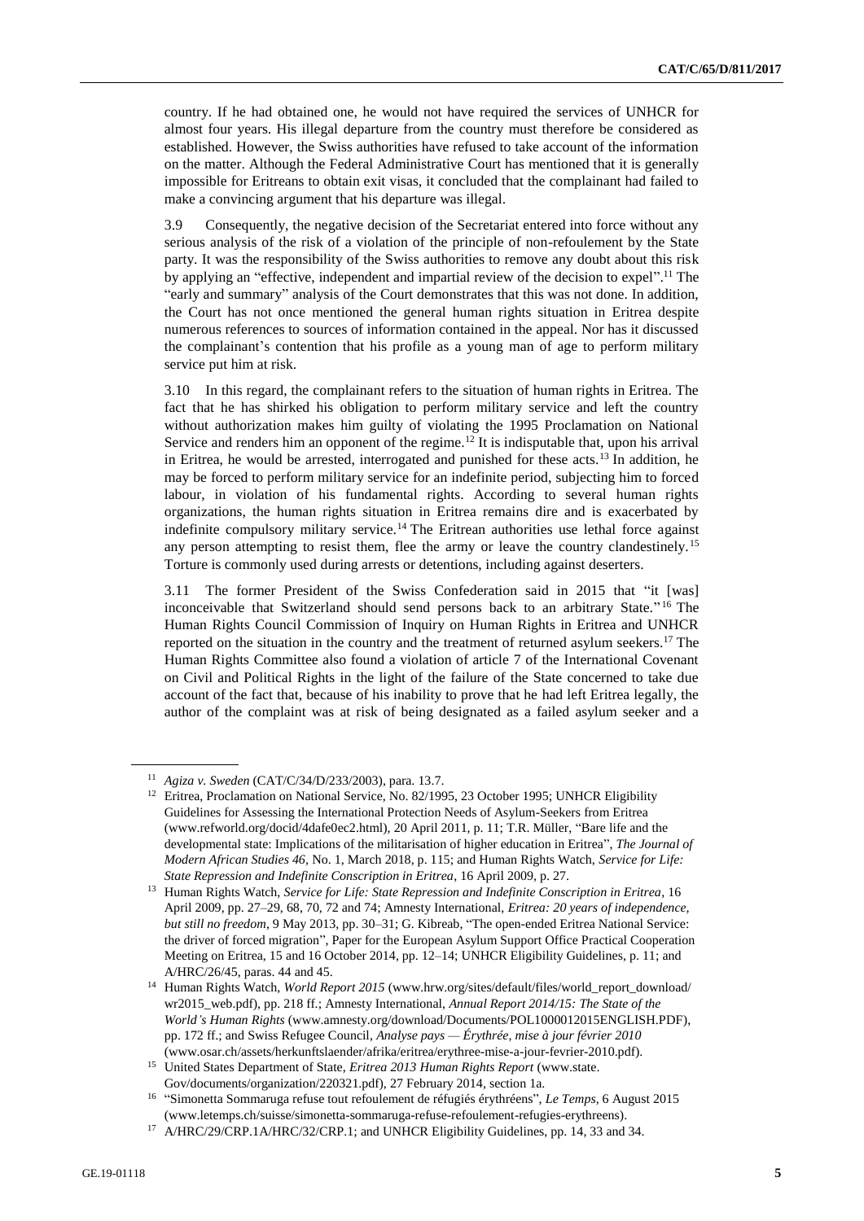country. If he had obtained one, he would not have required the services of UNHCR for almost four years. His illegal departure from the country must therefore be considered as established. However, the Swiss authorities have refused to take account of the information on the matter. Although the Federal Administrative Court has mentioned that it is generally impossible for Eritreans to obtain exit visas, it concluded that the complainant had failed to make a convincing argument that his departure was illegal.

3.9 Consequently, the negative decision of the Secretariat entered into force without any serious analysis of the risk of a violation of the principle of non-refoulement by the State party. It was the responsibility of the Swiss authorities to remove any doubt about this risk by applying an "effective, independent and impartial review of the decision to expel".[11] The "early and summary" analysis of the Court demonstrates that this was not done. In addition, the Court has not once mentioned the general human rights situation in Eritrea despite numerous references to sources of information contained in the appeal. Nor has it discussed the complainant's contention that his profile as a young man of age to perform military service put him at risk.

3.10 In this regard, the complainant refers to the situation of human rights in Eritrea. The fact that he has shirked his obligation to perform military service and left the country without authorization makes him guilty of violating the 1995 Proclamation on National Service and renders him an opponent of the regime.[12] It is indisputable that, upon his arrival in Eritrea, he would be arrested, interrogated and punished for these acts.[13] In addition, he may be forced to perform military service for an indefinite period, subjecting him to forced labour, in violation of his fundamental rights. According to several human rights organizations, the human rights situation in Eritrea remains dire and is exacerbated by indefinite compulsory military service.[14] The Eritrean authorities use lethal force against any person attempting to resist them, flee the army or leave the country clandestinely.[15] Torture is commonly used during arrests or detentions, including against deserters.

3.11 The former President of the Swiss Confederation said in 2015 that "it [was] inconceivable that Switzerland should send persons back to an arbitrary State."[16] The Human Rights Council Commission of Inquiry on Human Rights in Eritrea and UNHCR reported on the situation in the country and the treatment of returned asylum seekers.[17] The Human Rights Committee also found a violation of article 7 of the International Covenant on Civil and Political Rights in the light of the failure of the State concerned to take due account of the fact that, because of his inability to prove that he had left Eritrea legally, the author of the complaint was at risk of being designated as a failed asylum seeker and a

---

[11] *Agiza v. Sweden* (CAT/C/34/D/233/2003), para. 13.7.

[12] Eritrea, Proclamation on National Service, No. 82/1995, 23 October 1995; UNHCR Eligibility Guidelines for Assessing the International Protection Needs of Asylum-Seekers from Eritrea (www.refworld.org/docid/4dafe0ec2.html), 20 April 2011, p. 11; T.R. Müller, "Bare life and the developmental state: Implications of the militarisation of higher education in Eritrea", *The Journal of Modern African Studies 46*, No. 1, March 2018, p. 115; and Human Rights Watch, *Service for Life: State Repression and Indefinite Conscription in Eritrea*, 16 April 2009, p. 27.

[13] Human Rights Watch, *Service for Life: State Repression and Indefinite Conscription in Eritrea*, 16 April 2009, pp. 27–29, 68, 70, 72 and 74; Amnesty International, *Eritrea: 20 years of independence, but still no freedom*, 9 May 2013, pp. 30–31; G. Kibreab, "The open-ended Eritrea National Service: the driver of forced migration", Paper for the European Asylum Support Office Practical Cooperation Meeting on Eritrea, 15 and 16 October 2014, pp. 12–14; UNHCR Eligibility Guidelines, p. 11; and A/HRC/26/45, paras. 44 and 45.

[14] Human Rights Watch, *World Report 2015* (www.hrw.org/sites/default/files/world_report_download/wr2015_web.pdf), pp. 218 ff.; Amnesty International, *Annual Report 2014/15: The State of the World's Human Rights* (www.amnesty.org/download/Documents/POL1000012015ENGLISH.PDF), pp. 172 ff.; and Swiss Refugee Council, *Analyse pays — Érythrée, mise à jour février 2010* (www.osar.ch/assets/herkunftslaender/afrika/eritrea/erythree-mise-a-jour-fevrier-2010.pdf).

[15] United States Department of State, *Eritrea 2013 Human Rights Report* (www.state.Gov/documents/organization/220321.pdf), 27 February 2014, section 1a.

[16] "Simonetta Sommaruga refuse tout refoulement de réfugiés érythréens", *Le Temps*, 6 August 2015 (www.letemps.ch/suisse/simonetta-sommaruga-refuse-refoulement-refugies-erythreens).

[17] A/HRC/29/CRP.1A/HRC/32/CRP.1; and UNHCR Eligibility Guidelines, pp. 14, 33 and 34.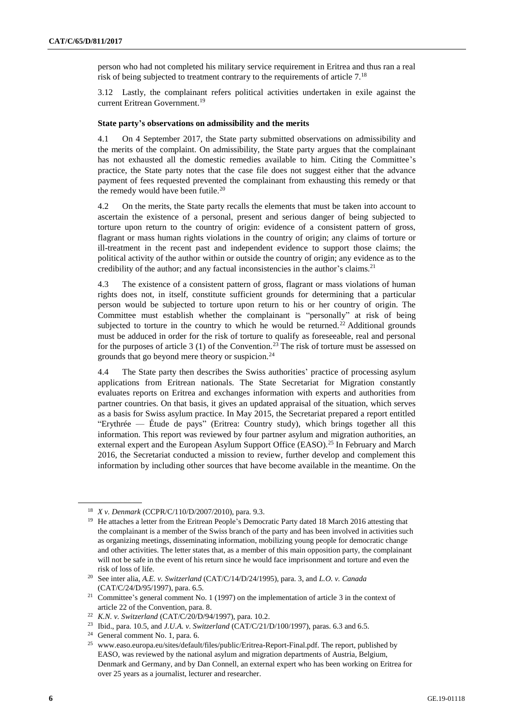person who had not completed his military service requirement in Eritrea and thus ran a real risk of being subjected to treatment contrary to the requirements of article 7.[18]

3.12 Lastly, the complainant refers political activities undertaken in exile against the current Eritrean Government.[19]

**State party's observations on admissibility and the merits**

4.1 On 4 September 2017, the State party submitted observations on admissibility and the merits of the complaint. On admissibility, the State party argues that the complainant has not exhausted all the domestic remedies available to him. Citing the Committee's practice, the State party notes that the case file does not suggest either that the advance payment of fees requested prevented the complainant from exhausting this remedy or that the remedy would have been futile.[20]

4.2 On the merits, the State party recalls the elements that must be taken into account to ascertain the existence of a personal, present and serious danger of being subjected to torture upon return to the country of origin: evidence of a consistent pattern of gross, flagrant or mass human rights violations in the country of origin; any claims of torture or ill-treatment in the recent past and independent evidence to support those claims; the political activity of the author within or outside the country of origin; any evidence as to the credibility of the author; and any factual inconsistencies in the author's claims.[21]

4.3 The existence of a consistent pattern of gross, flagrant or mass violations of human rights does not, in itself, constitute sufficient grounds for determining that a particular person would be subjected to torture upon return to his or her country of origin. The Committee must establish whether the complainant is "personally" at risk of being subjected to torture in the country to which he would be returned.[22] Additional grounds must be adduced in order for the risk of torture to qualify as foreseeable, real and personal for the purposes of article 3 (1) of the Convention.[23] The risk of torture must be assessed on grounds that go beyond mere theory or suspicion.[24]

4.4 The State party then describes the Swiss authorities' practice of processing asylum applications from Eritrean nationals. The State Secretariat for Migration constantly evaluates reports on Eritrea and exchanges information with experts and authorities from partner countries. On that basis, it gives an updated appraisal of the situation, which serves as a basis for Swiss asylum practice. In May 2015, the Secretariat prepared a report entitled "Erythrée — Étude de pays" (Eritrea: Country study), which brings together all this information. This report was reviewed by four partner asylum and migration authorities, an external expert and the European Asylum Support Office (EASO).[25] In February and March 2016, the Secretariat conducted a mission to review, further develop and complement this information by including other sources that have become available in the meantime. On the

---

[18] *X v. Denmark* (CCPR/C/110/D/2007/2010), para. 9.3.

[19] He attaches a letter from the Eritrean People's Democratic Party dated 18 March 2016 attesting that the complainant is a member of the Swiss branch of the party and has been involved in activities such as organizing meetings, disseminating information, mobilizing young people for democratic change and other activities. The letter states that, as a member of this main opposition party, the complainant will not be safe in the event of his return since he would face imprisonment and torture and even the risk of loss of life.

[20] See inter alia, *A.E. v. Switzerland* (CAT/C/14/D/24/1995), para. 3, and *L.O. v. Canada* (CAT/C/24/D/95/1997), para. 6.5.

[21] Committee's general comment No. 1 (1997) on the implementation of article 3 in the context of article 22 of the Convention, para. 8.

[22] *K.N. v. Switzerland* (CAT/C/20/D/94/1997), para. 10.2.

[23] Ibid., para. 10.5, and *J.U.A. v. Switzerland* (CAT/C/21/D/100/1997), paras. 6.3 and 6.5.

[24] General comment No. 1, para. 6.

[25] www.easo.europa.eu/sites/default/files/public/Eritrea-Report-Final.pdf. The report, published by EASO, was reviewed by the national asylum and migration departments of Austria, Belgium, Denmark and Germany, and by Dan Connell, an external expert who has been working on Eritrea for over 25 years as a journalist, lecturer and researcher.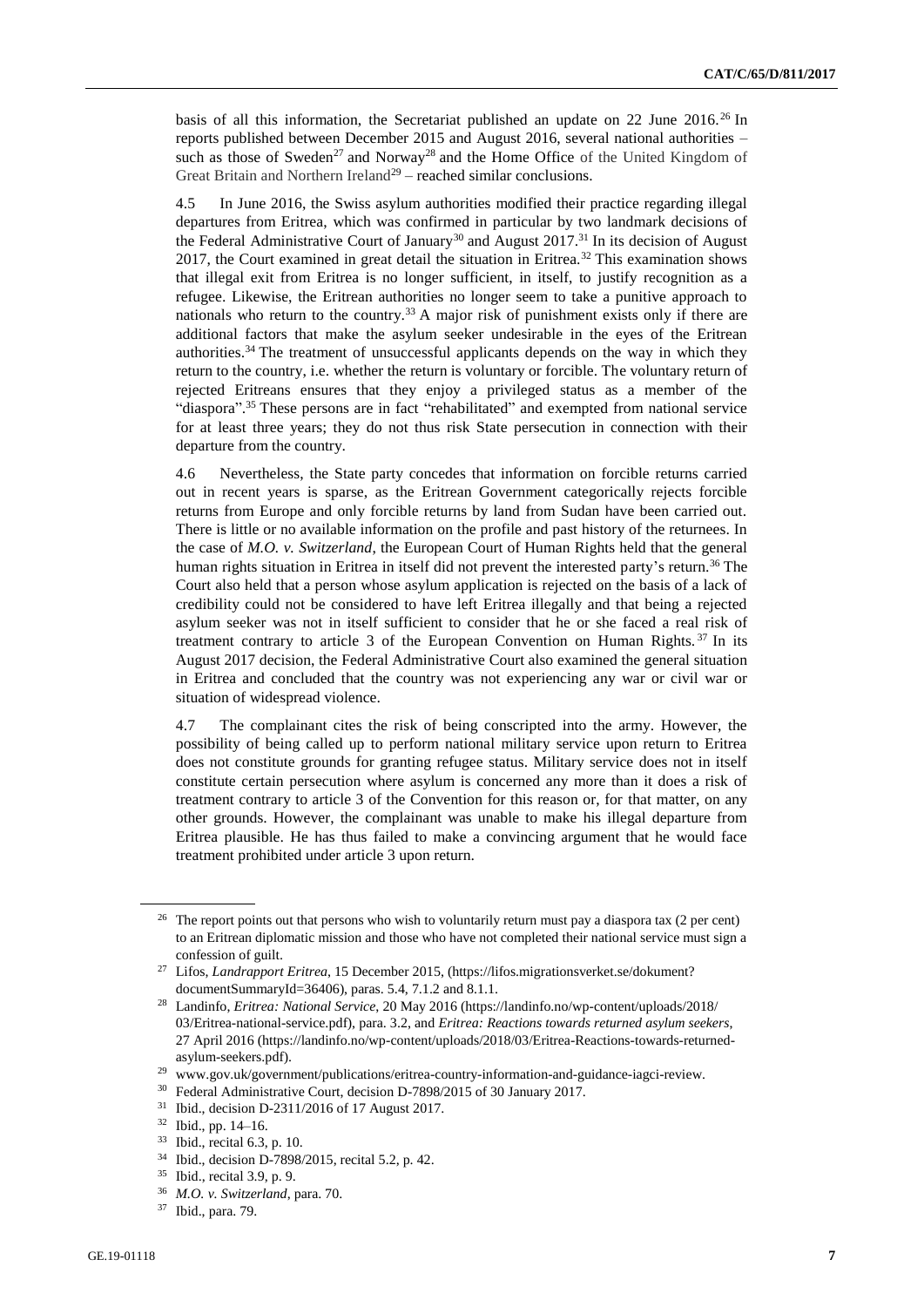basis of all this information, the Secretariat published an update on 22 June 2016.[26] In reports published between December 2015 and August 2016, several national authorities – such as those of Sweden[27] and Norway[28] and the Home Office of the United Kingdom of Great Britain and Northern Ireland[29] – reached similar conclusions.

4.5 In June 2016, the Swiss asylum authorities modified their practice regarding illegal departures from Eritrea, which was confirmed in particular by two landmark decisions of the Federal Administrative Court of January[30] and August 2017.[31] In its decision of August 2017, the Court examined in great detail the situation in Eritrea.[32] This examination shows that illegal exit from Eritrea is no longer sufficient, in itself, to justify recognition as a refugee. Likewise, the Eritrean authorities no longer seem to take a punitive approach to nationals who return to the country.[33] A major risk of punishment exists only if there are additional factors that make the asylum seeker undesirable in the eyes of the Eritrean authorities.[34] The treatment of unsuccessful applicants depends on the way in which they return to the country, i.e. whether the return is voluntary or forcible. The voluntary return of rejected Eritreans ensures that they enjoy a privileged status as a member of the "diaspora".[35] These persons are in fact "rehabilitated" and exempted from national service for at least three years; they do not thus risk State persecution in connection with their departure from the country.

4.6 Nevertheless, the State party concedes that information on forcible returns carried out in recent years is sparse, as the Eritrean Government categorically rejects forcible returns from Europe and only forcible returns by land from Sudan have been carried out. There is little or no available information on the profile and past history of the returnees. In the case of *M.O. v. Switzerland*, the European Court of Human Rights held that the general human rights situation in Eritrea in itself did not prevent the interested party's return.[36] The Court also held that a person whose asylum application is rejected on the basis of a lack of credibility could not be considered to have left Eritrea illegally and that being a rejected asylum seeker was not in itself sufficient to consider that he or she faced a real risk of treatment contrary to article 3 of the European Convention on Human Rights.[37] In its August 2017 decision, the Federal Administrative Court also examined the general situation in Eritrea and concluded that the country was not experiencing any war or civil war or situation of widespread violence.

4.7 The complainant cites the risk of being conscripted into the army. However, the possibility of being called up to perform national military service upon return to Eritrea does not constitute grounds for granting refugee status. Military service does not in itself constitute certain persecution where asylum is concerned any more than it does a risk of treatment contrary to article 3 of the Convention for this reason or, for that matter, on any other grounds. However, the complainant was unable to make his illegal departure from Eritrea plausible. He has thus failed to make a convincing argument that he would face treatment prohibited under article 3 upon return.

---

[26] The report points out that persons who wish to voluntarily return must pay a diaspora tax (2 per cent) to an Eritrean diplomatic mission and those who have not completed their national service must sign a confession of guilt.

[27] Lifos, *Landrapport Eritrea*, 15 December 2015, (https://lifos.migrationsverket.se/dokument?documentSummaryId=36406), paras. 5.4, 7.1.2 and 8.1.1.

[28] Landinfo, *Eritrea: National Service*, 20 May 2016 (https://landinfo.no/wp-content/uploads/2018/03/Eritrea-national-service.pdf), para. 3.2, and *Eritrea: Reactions towards returned asylum seekers*, 27 April 2016 (https://landinfo.no/wp-content/uploads/2018/03/Eritrea-Reactions-towards-returned-asylum-seekers.pdf).

[29] www.gov.uk/government/publications/eritrea-country-information-and-guidance-iagci-review.

[30] Federal Administrative Court, decision D-7898/2015 of 30 January 2017.

[31] Ibid., decision D-2311/2016 of 17 August 2017.

[32] Ibid., pp. 14–16.

[33] Ibid., recital 6.3, p. 10.

[34] Ibid., decision D-7898/2015, recital 5.2, p. 42.

[35] Ibid., recital 3.9, p. 9.

[36] *M.O. v. Switzerland*, para. 70.

[37] Ibid., para. 79.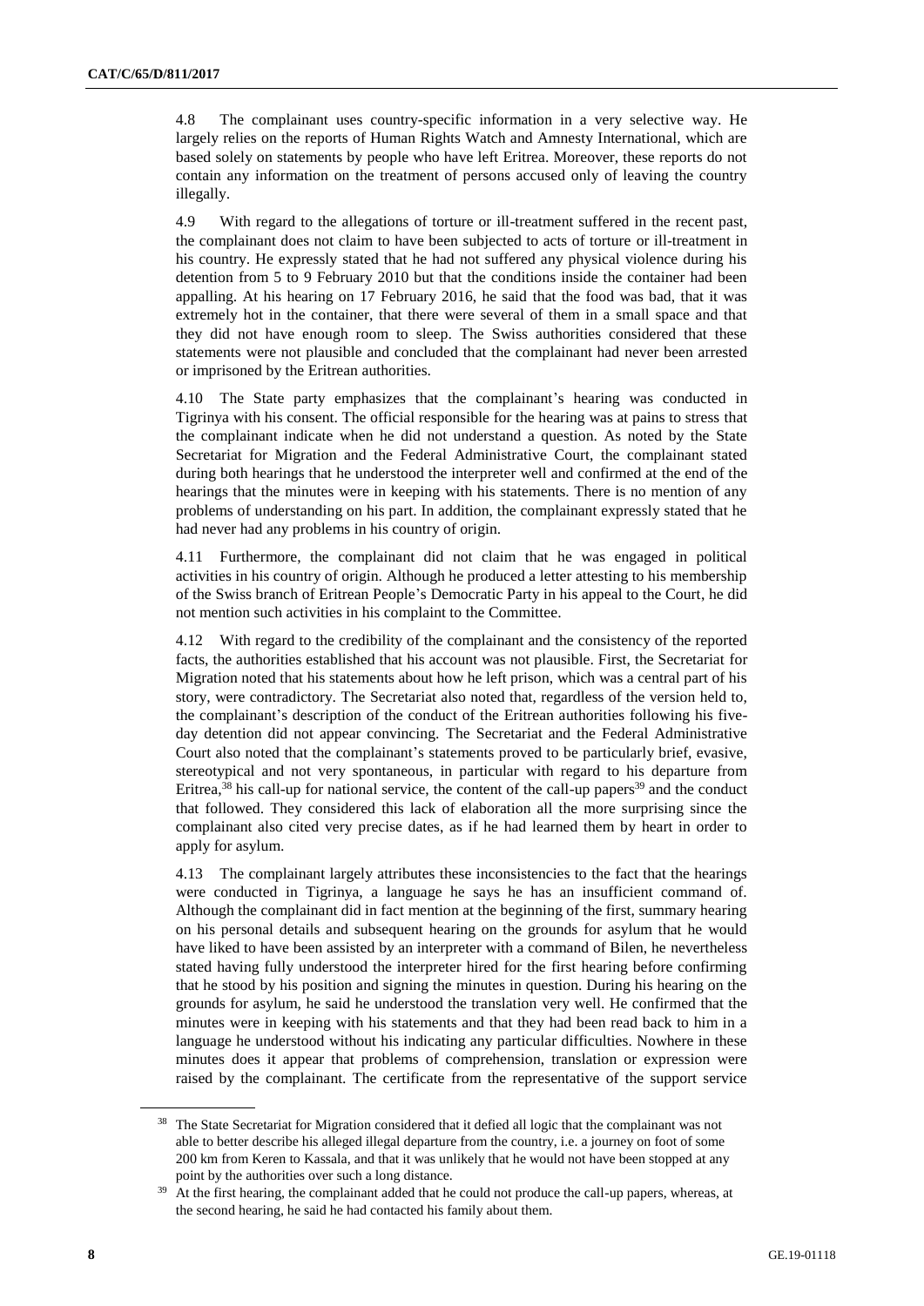4.8 The complainant uses country-specific information in a very selective way. He largely relies on the reports of Human Rights Watch and Amnesty International, which are based solely on statements by people who have left Eritrea. Moreover, these reports do not contain any information on the treatment of persons accused only of leaving the country illegally.

4.9 With regard to the allegations of torture or ill-treatment suffered in the recent past, the complainant does not claim to have been subjected to acts of torture or ill-treatment in his country. He expressly stated that he had not suffered any physical violence during his detention from 5 to 9 February 2010 but that the conditions inside the container had been appalling. At his hearing on 17 February 2016, he said that the food was bad, that it was extremely hot in the container, that there were several of them in a small space and that they did not have enough room to sleep. The Swiss authorities considered that these statements were not plausible and concluded that the complainant had never been arrested or imprisoned by the Eritrean authorities.

4.10 The State party emphasizes that the complainant's hearing was conducted in Tigrinya with his consent. The official responsible for the hearing was at pains to stress that the complainant indicate when he did not understand a question. As noted by the State Secretariat for Migration and the Federal Administrative Court, the complainant stated during both hearings that he understood the interpreter well and confirmed at the end of the hearings that the minutes were in keeping with his statements. There is no mention of any problems of understanding on his part. In addition, the complainant expressly stated that he had never had any problems in his country of origin.

4.11 Furthermore, the complainant did not claim that he was engaged in political activities in his country of origin. Although he produced a letter attesting to his membership of the Swiss branch of Eritrean People's Democratic Party in his appeal to the Court, he did not mention such activities in his complaint to the Committee.

4.12 With regard to the credibility of the complainant and the consistency of the reported facts, the authorities established that his account was not plausible. First, the Secretariat for Migration noted that his statements about how he left prison, which was a central part of his story, were contradictory. The Secretariat also noted that, regardless of the version held to, the complainant's description of the conduct of the Eritrean authorities following his five-day detention did not appear convincing. The Secretariat and the Federal Administrative Court also noted that the complainant's statements proved to be particularly brief, evasive, stereotypical and not very spontaneous, in particular with regard to his departure from Eritrea,[38] his call-up for national service, the content of the call-up papers[39] and the conduct that followed. They considered this lack of elaboration all the more surprising since the complainant also cited very precise dates, as if he had learned them by heart in order to apply for asylum.

4.13 The complainant largely attributes these inconsistencies to the fact that the hearings were conducted in Tigrinya, a language he says he has an insufficient command of. Although the complainant did in fact mention at the beginning of the first, summary hearing on his personal details and subsequent hearing on the grounds for asylum that he would have liked to have been assisted by an interpreter with a command of Bilen, he nevertheless stated having fully understood the interpreter hired for the first hearing before confirming that he stood by his position and signing the minutes in question. During his hearing on the grounds for asylum, he said he understood the translation very well. He confirmed that the minutes were in keeping with his statements and that they had been read back to him in a language he understood without his indicating any particular difficulties. Nowhere in these minutes does it appear that problems of comprehension, translation or expression were raised by the complainant. The certificate from the representative of the support service

---

[38] The State Secretariat for Migration considered that it defied all logic that the complainant was not able to better describe his alleged illegal departure from the country, i.e. a journey on foot of some 200 km from Keren to Kassala, and that it was unlikely that he would not have been stopped at any point by the authorities over such a long distance.

[39] At the first hearing, the complainant added that he could not produce the call-up papers, whereas, at the second hearing, he said he had contacted his family about them.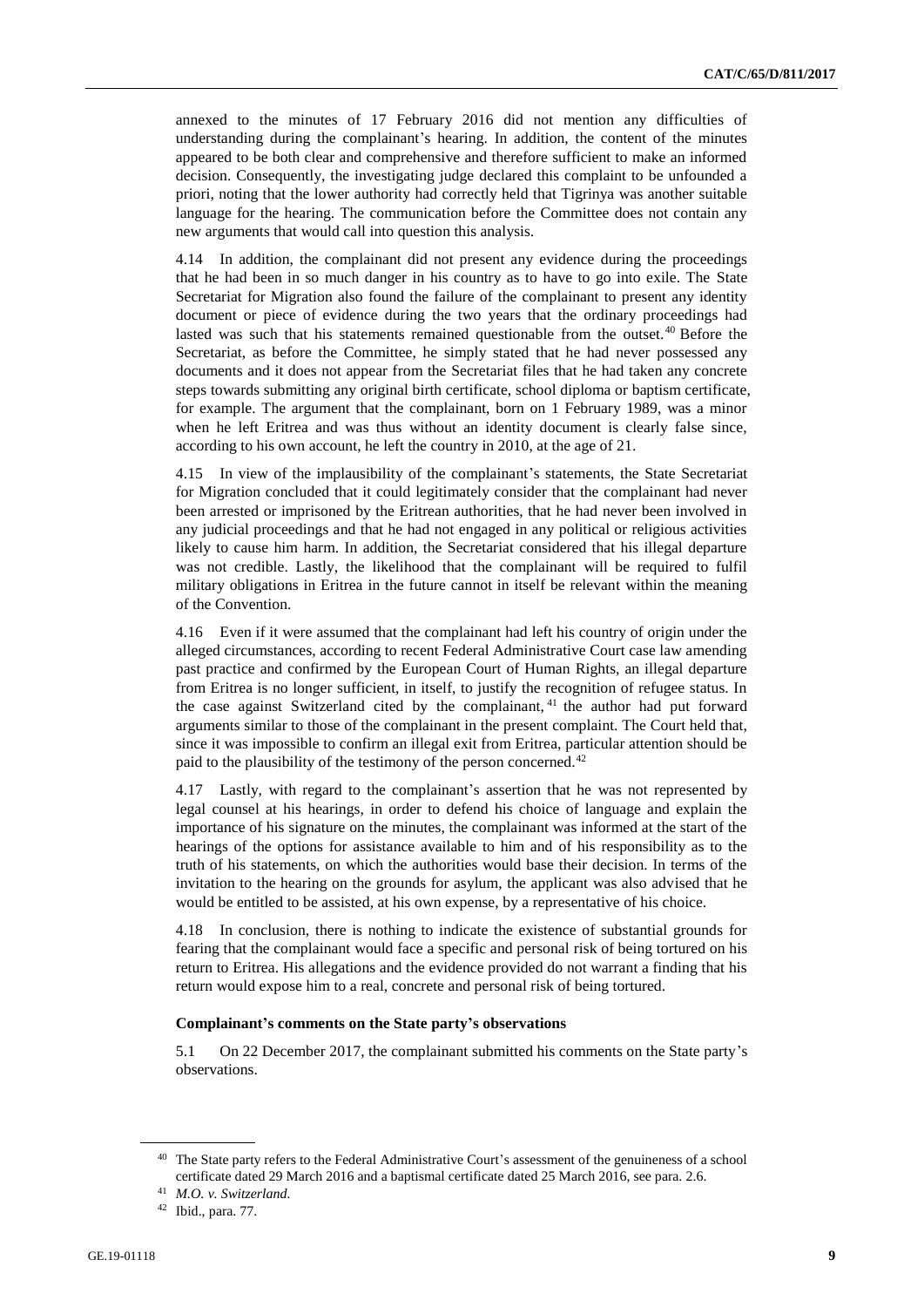annexed to the minutes of 17 February 2016 did not mention any difficulties of understanding during the complainant's hearing. In addition, the content of the minutes appeared to be both clear and comprehensive and therefore sufficient to make an informed decision. Consequently, the investigating judge declared this complaint to be unfounded a priori, noting that the lower authority had correctly held that Tigrinya was another suitable language for the hearing. The communication before the Committee does not contain any new arguments that would call into question this analysis.

4.14 In addition, the complainant did not present any evidence during the proceedings that he had been in so much danger in his country as to have to go into exile. The State Secretariat for Migration also found the failure of the complainant to present any identity document or piece of evidence during the two years that the ordinary proceedings had lasted was such that his statements remained questionable from the outset.[40] Before the Secretariat, as before the Committee, he simply stated that he had never possessed any documents and it does not appear from the Secretariat files that he had taken any concrete steps towards submitting any original birth certificate, school diploma or baptism certificate, for example. The argument that the complainant, born on 1 February 1989, was a minor when he left Eritrea and was thus without an identity document is clearly false since, according to his own account, he left the country in 2010, at the age of 21.

4.15 In view of the implausibility of the complainant's statements, the State Secretariat for Migration concluded that it could legitimately consider that the complainant had never been arrested or imprisoned by the Eritrean authorities, that he had never been involved in any judicial proceedings and that he had not engaged in any political or religious activities likely to cause him harm. In addition, the Secretariat considered that his illegal departure was not credible. Lastly, the likelihood that the complainant will be required to fulfil military obligations in Eritrea in the future cannot in itself be relevant within the meaning of the Convention.

4.16 Even if it were assumed that the complainant had left his country of origin under the alleged circumstances, according to recent Federal Administrative Court case law amending past practice and confirmed by the European Court of Human Rights, an illegal departure from Eritrea is no longer sufficient, in itself, to justify the recognition of refugee status. In the case against Switzerland cited by the complainant,[41] the author had put forward arguments similar to those of the complainant in the present complaint. The Court held that, since it was impossible to confirm an illegal exit from Eritrea, particular attention should be paid to the plausibility of the testimony of the person concerned.[42]

4.17 Lastly, with regard to the complainant's assertion that he was not represented by legal counsel at his hearings, in order to defend his choice of language and explain the importance of his signature on the minutes, the complainant was informed at the start of the hearings of the options for assistance available to him and of his responsibility as to the truth of his statements, on which the authorities would base their decision. In terms of the invitation to the hearing on the grounds for asylum, the applicant was also advised that he would be entitled to be assisted, at his own expense, by a representative of his choice.

4.18 In conclusion, there is nothing to indicate the existence of substantial grounds for fearing that the complainant would face a specific and personal risk of being tortured on his return to Eritrea. His allegations and the evidence provided do not warrant a finding that his return would expose him to a real, concrete and personal risk of being tortured.

### Complainant's comments on the State party's observations

5.1 On 22 December 2017, the complainant submitted his comments on the State party's observations.

---

[40] The State party refers to the Federal Administrative Court's assessment of the genuineness of a school certificate dated 29 March 2016 and a baptismal certificate dated 25 March 2016, see para. 2.6.

[41] *M.O. v. Switzerland*.

[42] Ibid., para. 77.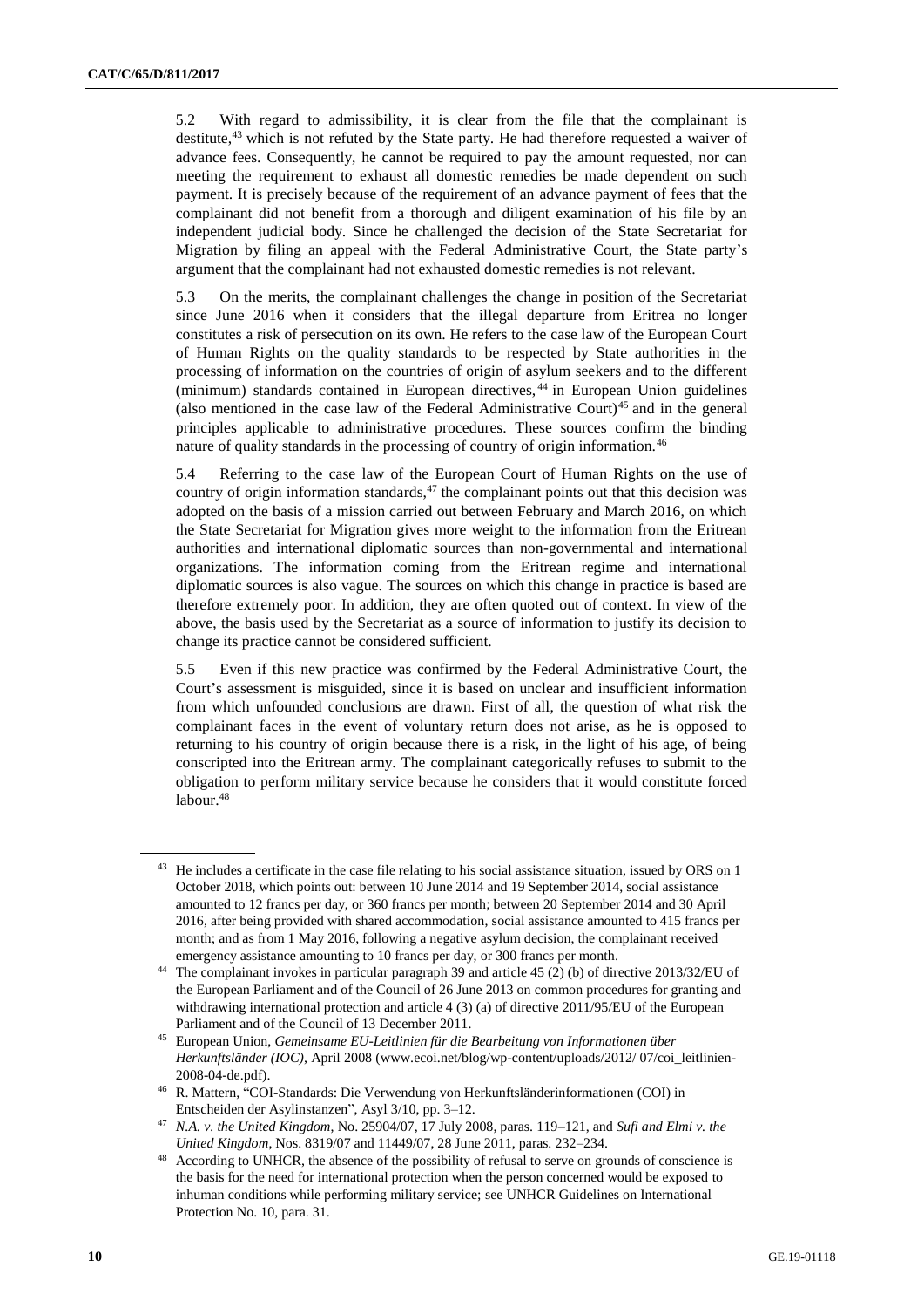5.2 With regard to admissibility, it is clear from the file that the complainant is destitute,[43] which is not refuted by the State party. He had therefore requested a waiver of advance fees. Consequently, he cannot be required to pay the amount requested, nor can meeting the requirement to exhaust all domestic remedies be made dependent on such payment. It is precisely because of the requirement of an advance payment of fees that the complainant did not benefit from a thorough and diligent examination of his file by an independent judicial body. Since he challenged the decision of the State Secretariat for Migration by filing an appeal with the Federal Administrative Court, the State party's argument that the complainant had not exhausted domestic remedies is not relevant.

5.3 On the merits, the complainant challenges the change in position of the Secretariat since June 2016 when it considers that the illegal departure from Eritrea no longer constitutes a risk of persecution on its own. He refers to the case law of the European Court of Human Rights on the quality standards to be respected by State authorities in the processing of information on the countries of origin of asylum seekers and to the different (minimum) standards contained in European directives,[44] in European Union guidelines (also mentioned in the case law of the Federal Administrative Court)[45] and in the general principles applicable to administrative procedures. These sources confirm the binding nature of quality standards in the processing of country of origin information.[46]

5.4 Referring to the case law of the European Court of Human Rights on the use of country of origin information standards,[47] the complainant points out that this decision was adopted on the basis of a mission carried out between February and March 2016, on which the State Secretariat for Migration gives more weight to the information from the Eritrean authorities and international diplomatic sources than non-governmental and international organizations. The information coming from the Eritrean regime and international diplomatic sources is also vague. The sources on which this change in practice is based are therefore extremely poor. In addition, they are often quoted out of context. In view of the above, the basis used by the Secretariat as a source of information to justify its decision to change its practice cannot be considered sufficient.

5.5 Even if this new practice was confirmed by the Federal Administrative Court, the Court's assessment is misguided, since it is based on unclear and insufficient information from which unfounded conclusions are drawn. First of all, the question of what risk the complainant faces in the event of voluntary return does not arise, as he is opposed to returning to his country of origin because there is a risk, in the light of his age, of being conscripted into the Eritrean army. The complainant categorically refuses to submit to the obligation to perform military service because he considers that it would constitute forced labour.[48]

---

[43] He includes a certificate in the case file relating to his social assistance situation, issued by ORS on 1 October 2018, which points out: between 10 June 2014 and 19 September 2014, social assistance amounted to 12 francs per day, or 360 francs per month; between 20 September 2014 and 30 April 2016, after being provided with shared accommodation, social assistance amounted to 415 francs per month; and as from 1 May 2016, following a negative asylum decision, the complainant received emergency assistance amounting to 10 francs per day, or 300 francs per month.

[44] The complainant invokes in particular paragraph 39 and article 45 (2) (b) of directive 2013/32/EU of the European Parliament and of the Council of 26 June 2013 on common procedures for granting and withdrawing international protection and article 4 (3) (a) of directive 2011/95/EU of the European Parliament and of the Council of 13 December 2011.

[45] European Union, *Gemeinsame EU-Leitlinien für die Bearbeitung von Informationen über Herkunftsländer (IOC)*, April 2008 (www.ecoi.net/blog/wp-content/uploads/2012/ 07/coi_leitlinien-2008-04-de.pdf).

[46] R. Mattern, "COI-Standards: Die Verwendung von Herkunftsländerinformationen (COI) in Entscheiden der Asylinstanzen", Asyl 3/10, pp. 3–12.

[47] *N.A. v. the United Kingdom*, No. 25904/07, 17 July 2008, paras. 119–121, and *Sufi and Elmi v. the United Kingdom*, Nos. 8319/07 and 11449/07, 28 June 2011, paras. 232–234.

[48] According to UNHCR, the absence of the possibility of refusal to serve on grounds of conscience is the basis for the need for international protection when the person concerned would be exposed to inhuman conditions while performing military service; see UNHCR Guidelines on International Protection No. 10, para. 31.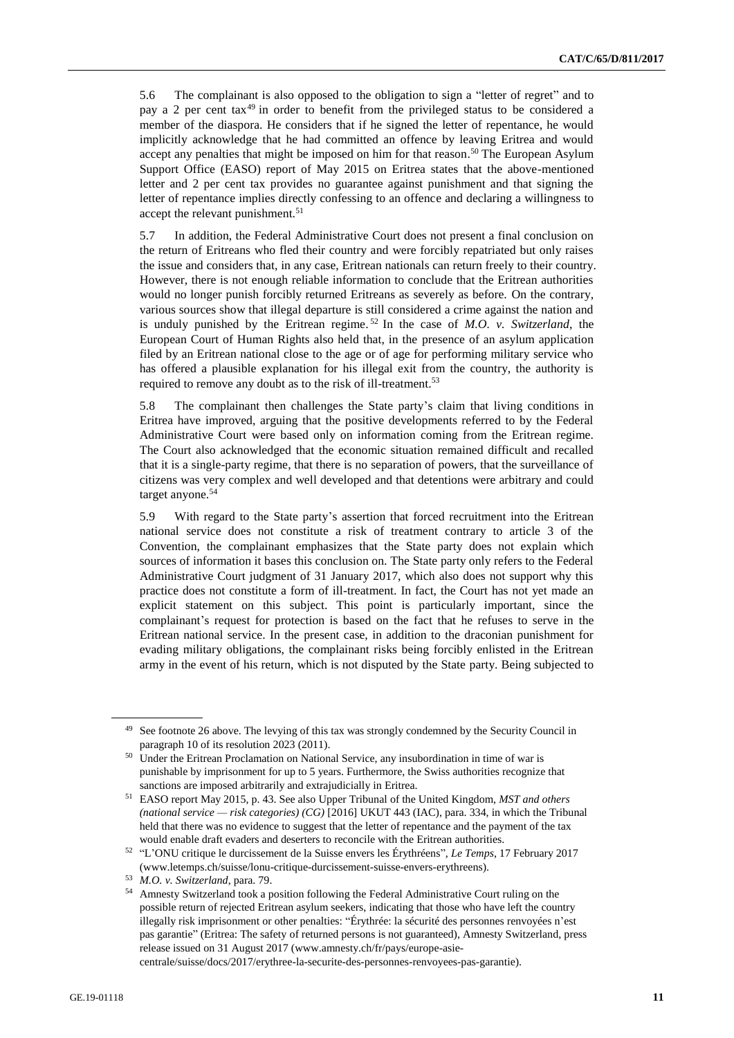5.6 The complainant is also opposed to the obligation to sign a "letter of regret" and to pay a 2 per cent tax[49] in order to benefit from the privileged status to be considered a member of the diaspora. He considers that if he signed the letter of repentance, he would implicitly acknowledge that he had committed an offence by leaving Eritrea and would accept any penalties that might be imposed on him for that reason.[50] The European Asylum Support Office (EASO) report of May 2015 on Eritrea states that the above-mentioned letter and 2 per cent tax provides no guarantee against punishment and that signing the letter of repentance implies directly confessing to an offence and declaring a willingness to accept the relevant punishment.[51]

5.7 In addition, the Federal Administrative Court does not present a final conclusion on the return of Eritreans who fled their country and were forcibly repatriated but only raises the issue and considers that, in any case, Eritrean nationals can return freely to their country. However, there is not enough reliable information to conclude that the Eritrean authorities would no longer punish forcibly returned Eritreans as severely as before. On the contrary, various sources show that illegal departure is still considered a crime against the nation and is unduly punished by the Eritrean regime.[52] In the case of *M.O. v. Switzerland*, the European Court of Human Rights also held that, in the presence of an asylum application filed by an Eritrean national close to the age or of age for performing military service who has offered a plausible explanation for his illegal exit from the country, the authority is required to remove any doubt as to the risk of ill-treatment.[53]

5.8 The complainant then challenges the State party's claim that living conditions in Eritrea have improved, arguing that the positive developments referred to by the Federal Administrative Court were based only on information coming from the Eritrean regime. The Court also acknowledged that the economic situation remained difficult and recalled that it is a single-party regime, that there is no separation of powers, that the surveillance of citizens was very complex and well developed and that detentions were arbitrary and could target anyone.[54]

5.9 With regard to the State party's assertion that forced recruitment into the Eritrean national service does not constitute a risk of treatment contrary to article 3 of the Convention, the complainant emphasizes that the State party does not explain which sources of information it bases this conclusion on. The State party only refers to the Federal Administrative Court judgment of 31 January 2017, which also does not support why this practice does not constitute a form of ill-treatment. In fact, the Court has not yet made an explicit statement on this subject. This point is particularly important, since the complainant's request for protection is based on the fact that he refuses to serve in the Eritrean national service. In the present case, in addition to the draconian punishment for evading military obligations, the complainant risks being forcibly enlisted in the Eritrean army in the event of his return, which is not disputed by the State party. Being subjected to

---

[49] See footnote 26 above. The levying of this tax was strongly condemned by the Security Council in paragraph 10 of its resolution 2023 (2011).

[50] Under the Eritrean Proclamation on National Service, any insubordination in time of war is punishable by imprisonment for up to 5 years. Furthermore, the Swiss authorities recognize that sanctions are imposed arbitrarily and extrajudicially in Eritrea.

[51] EASO report May 2015, p. 43. See also Upper Tribunal of the United Kingdom, *MST and others (national service — risk categories) (CG)* [2016] UKUT 443 (IAC), para. 334, in which the Tribunal held that there was no evidence to suggest that the letter of repentance and the payment of the tax would enable draft evaders and deserters to reconcile with the Eritrean authorities.

[52] "L'ONU critique le durcissement de la Suisse envers les Érythréens", *Le Temps*, 17 February 2017 (www.letemps.ch/suisse/lonu-critique-durcissement-suisse-envers-erythreens).

[53] *M.O. v. Switzerland*, para. 79.

[54] Amnesty Switzerland took a position following the Federal Administrative Court ruling on the possible return of rejected Eritrean asylum seekers, indicating that those who have left the country illegally risk imprisonment or other penalties: "Érythrée: la sécurité des personnes renvoyées n'est pas garantie" (Eritrea: The safety of returned persons is not guaranteed), Amnesty Switzerland, press release issued on 31 August 2017 (www.amnesty.ch/fr/pays/europe-asie-centrale/suisse/docs/2017/erythree-la-securite-des-personnes-renvoyees-pas-garantie).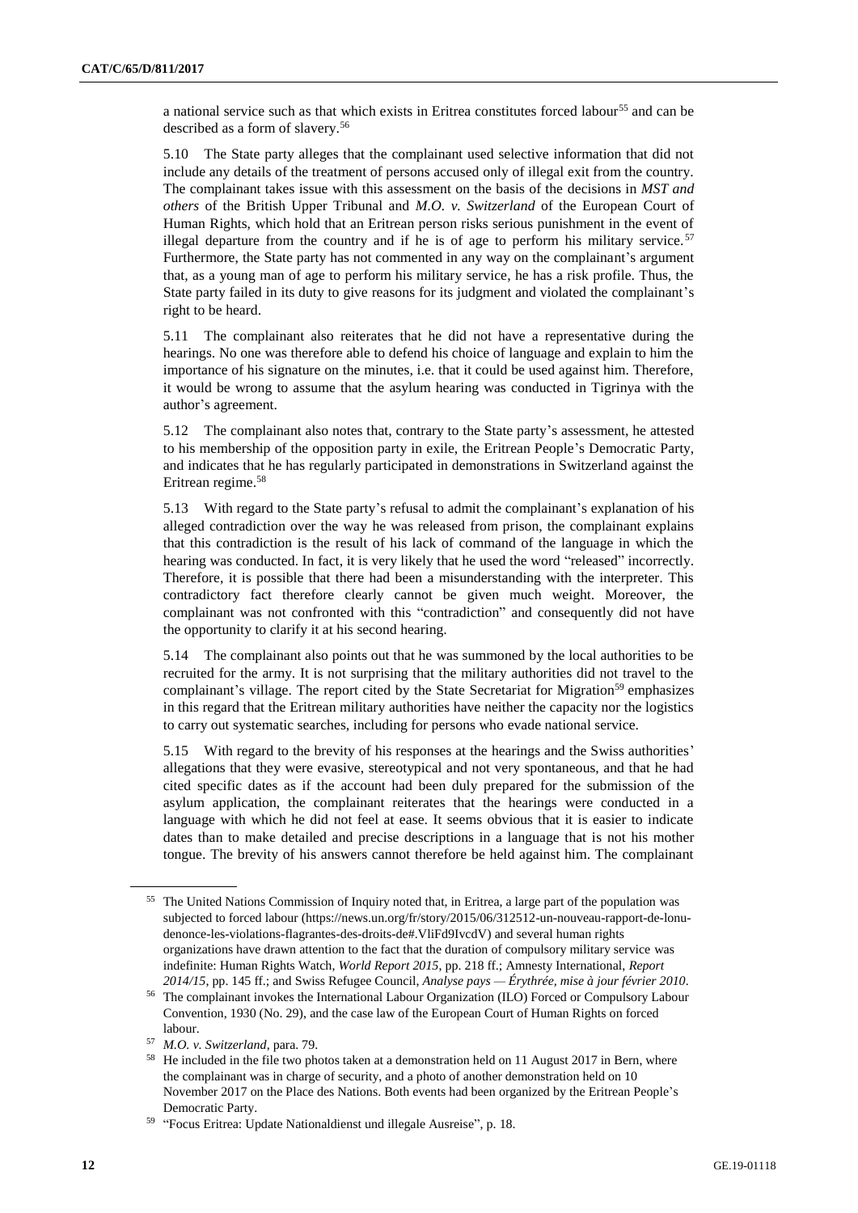a national service such as that which exists in Eritrea constitutes forced labour[55] and can be described as a form of slavery.[56]

5.10 The State party alleges that the complainant used selective information that did not include any details of the treatment of persons accused only of illegal exit from the country. The complainant takes issue with this assessment on the basis of the decisions in *MST and others* of the British Upper Tribunal and *M.O. v. Switzerland* of the European Court of Human Rights, which hold that an Eritrean person risks serious punishment in the event of illegal departure from the country and if he is of age to perform his military service.[57] Furthermore, the State party has not commented in any way on the complainant's argument that, as a young man of age to perform his military service, he has a risk profile. Thus, the State party failed in its duty to give reasons for its judgment and violated the complainant's right to be heard.

5.11 The complainant also reiterates that he did not have a representative during the hearings. No one was therefore able to defend his choice of language and explain to him the importance of his signature on the minutes, i.e. that it could be used against him. Therefore, it would be wrong to assume that the asylum hearing was conducted in Tigrinya with the author's agreement.

5.12 The complainant also notes that, contrary to the State party's assessment, he attested to his membership of the opposition party in exile, the Eritrean People's Democratic Party, and indicates that he has regularly participated in demonstrations in Switzerland against the Eritrean regime.[58]

5.13 With regard to the State party's refusal to admit the complainant's explanation of his alleged contradiction over the way he was released from prison, the complainant explains that this contradiction is the result of his lack of command of the language in which the hearing was conducted. In fact, it is very likely that he used the word "released" incorrectly. Therefore, it is possible that there had been a misunderstanding with the interpreter. This contradictory fact therefore clearly cannot be given much weight. Moreover, the complainant was not confronted with this "contradiction" and consequently did not have the opportunity to clarify it at his second hearing.

5.14 The complainant also points out that he was summoned by the local authorities to be recruited for the army. It is not surprising that the military authorities did not travel to the complainant's village. The report cited by the State Secretariat for Migration[59] emphasizes in this regard that the Eritrean military authorities have neither the capacity nor the logistics to carry out systematic searches, including for persons who evade national service.

5.15 With regard to the brevity of his responses at the hearings and the Swiss authorities' allegations that they were evasive, stereotypical and not very spontaneous, and that he had cited specific dates as if the account had been duly prepared for the submission of the asylum application, the complainant reiterates that the hearings were conducted in a language with which he did not feel at ease. It seems obvious that it is easier to indicate dates than to make detailed and precise descriptions in a language that is not his mother tongue. The brevity of his answers cannot therefore be held against him. The complainant

---

[55] The United Nations Commission of Inquiry noted that, in Eritrea, a large part of the population was subjected to forced labour (https://news.un.org/fr/story/2015/06/312512-un-nouveau-rapport-de-lonu-denonce-les-violations-flagrantes-des-droits-de#.VliFd9IvcdV) and several human rights organizations have drawn attention to the fact that the duration of compulsory military service was indefinite: Human Rights Watch, *World Report 2015*, pp. 218 ff.; Amnesty International, *Report 2014/15*, pp. 145 ff.; and Swiss Refugee Council, *Analyse pays — Érythrée, mise à jour février 2010*.

[56] The complainant invokes the International Labour Organization (ILO) Forced or Compulsory Labour Convention, 1930 (No. 29), and the case law of the European Court of Human Rights on forced labour.

[57] *M.O. v. Switzerland*, para. 79.

[58] He included in the file two photos taken at a demonstration held on 11 August 2017 in Bern, where the complainant was in charge of security, and a photo of another demonstration held on 10 November 2017 on the Place des Nations. Both events had been organized by the Eritrean People's Democratic Party.

[59] "Focus Eritrea: Update Nationaldienst und illegale Ausreise", p. 18.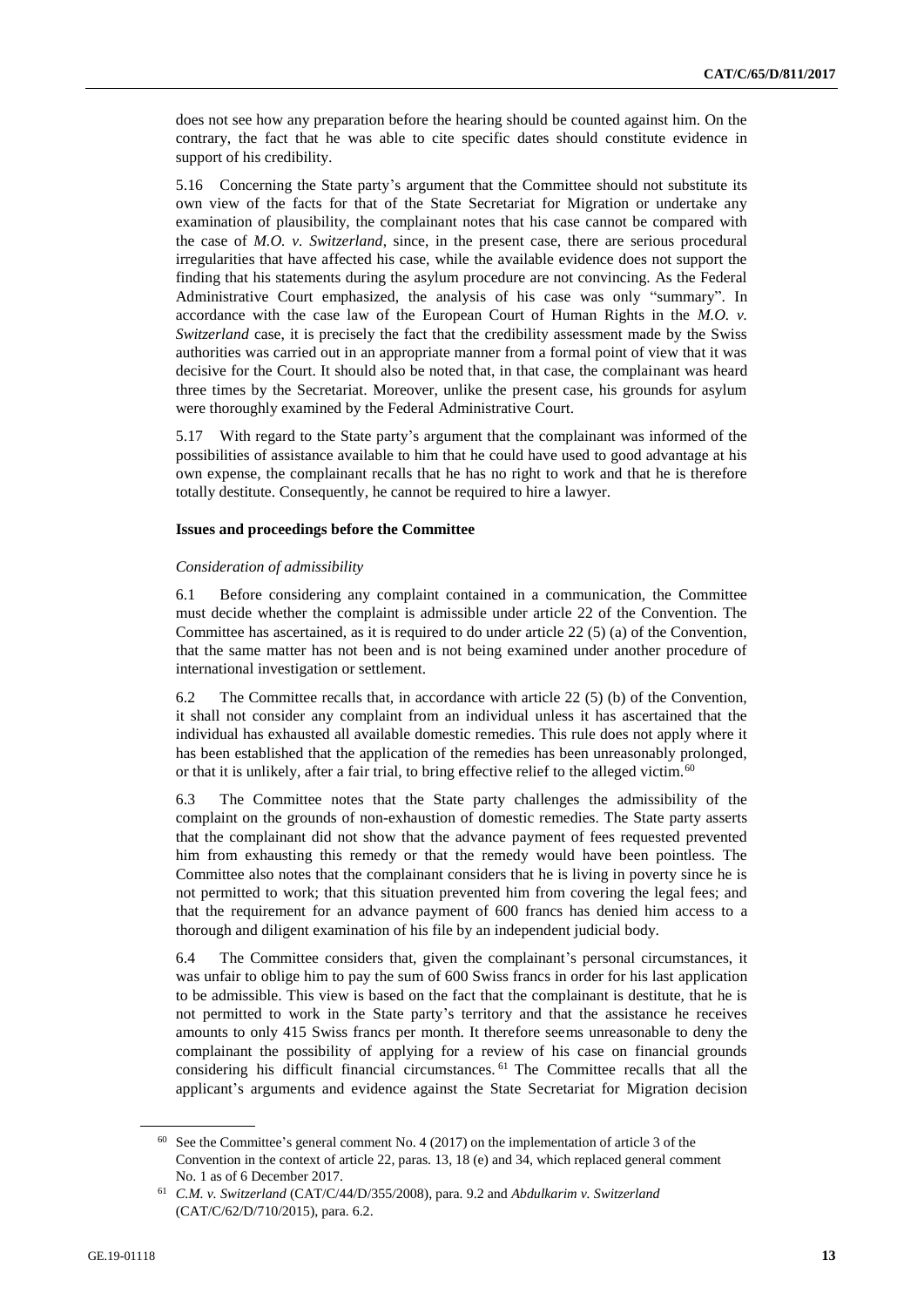does not see how any preparation before the hearing should be counted against him. On the contrary, the fact that he was able to cite specific dates should constitute evidence in support of his credibility.

5.16 Concerning the State party's argument that the Committee should not substitute its own view of the facts for that of the State Secretariat for Migration or undertake any examination of plausibility, the complainant notes that his case cannot be compared with the case of *M.O. v. Switzerland*, since, in the present case, there are serious procedural irregularities that have affected his case, while the available evidence does not support the finding that his statements during the asylum procedure are not convincing. As the Federal Administrative Court emphasized, the analysis of his case was only "summary". In accordance with the case law of the European Court of Human Rights in the *M.O. v. Switzerland* case, it is precisely the fact that the credibility assessment made by the Swiss authorities was carried out in an appropriate manner from a formal point of view that it was decisive for the Court. It should also be noted that, in that case, the complainant was heard three times by the Secretariat. Moreover, unlike the present case, his grounds for asylum were thoroughly examined by the Federal Administrative Court.

5.17 With regard to the State party's argument that the complainant was informed of the possibilities of assistance available to him that he could have used to good advantage at his own expense, the complainant recalls that he has no right to work and that he is therefore totally destitute. Consequently, he cannot be required to hire a lawyer.

### Issues and proceedings before the Committee

*Consideration of admissibility*

6.1 Before considering any complaint contained in a communication, the Committee must decide whether the complaint is admissible under article 22 of the Convention. The Committee has ascertained, as it is required to do under article 22 (5) (a) of the Convention, that the same matter has not been and is not being examined under another procedure of international investigation or settlement.

6.2 The Committee recalls that, in accordance with article 22 (5) (b) of the Convention, it shall not consider any complaint from an individual unless it has ascertained that the individual has exhausted all available domestic remedies. This rule does not apply where it has been established that the application of the remedies has been unreasonably prolonged, or that it is unlikely, after a fair trial, to bring effective relief to the alleged victim.[60]

6.3 The Committee notes that the State party challenges the admissibility of the complaint on the grounds of non-exhaustion of domestic remedies. The State party asserts that the complainant did not show that the advance payment of fees requested prevented him from exhausting this remedy or that the remedy would have been pointless. The Committee also notes that the complainant considers that he is living in poverty since he is not permitted to work; that this situation prevented him from covering the legal fees; and that the requirement for an advance payment of 600 francs has denied him access to a thorough and diligent examination of his file by an independent judicial body.

6.4 The Committee considers that, given the complainant's personal circumstances, it was unfair to oblige him to pay the sum of 600 Swiss francs in order for his last application to be admissible. This view is based on the fact that the complainant is destitute, that he is not permitted to work in the State party's territory and that the assistance he receives amounts to only 415 Swiss francs per month. It therefore seems unreasonable to deny the complainant the possibility of applying for a review of his case on financial grounds considering his difficult financial circumstances.[61] The Committee recalls that all the applicant's arguments and evidence against the State Secretariat for Migration decision

---

[60] See the Committee's general comment No. 4 (2017) on the implementation of article 3 of the Convention in the context of article 22, paras. 13, 18 (e) and 34, which replaced general comment No. 1 as of 6 December 2017.

[61] *C.M. v. Switzerland* (CAT/C/44/D/355/2008), para. 9.2 and *Abdulkarim v. Switzerland* (CAT/C/62/D/710/2015), para. 6.2.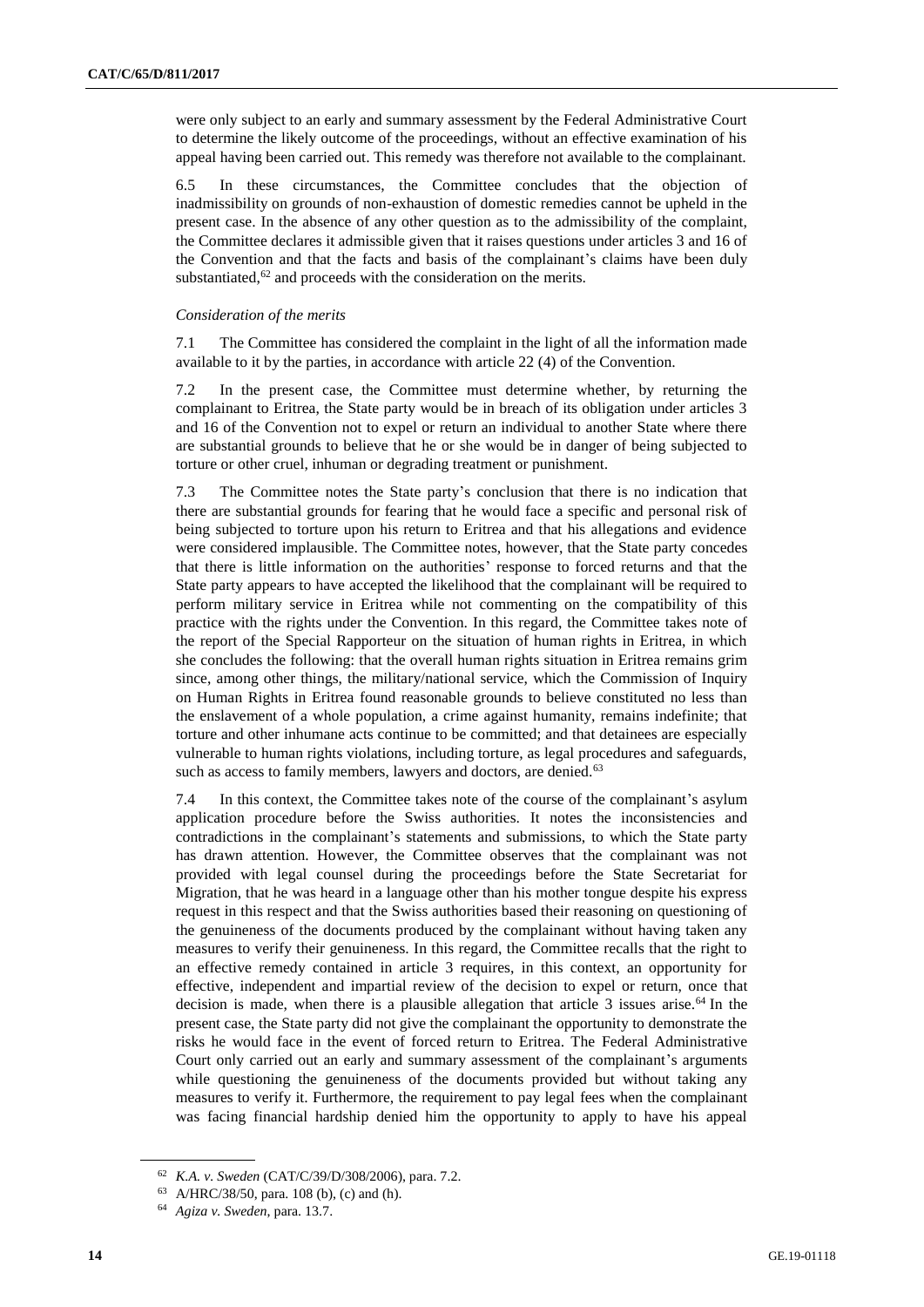were only subject to an early and summary assessment by the Federal Administrative Court to determine the likely outcome of the proceedings, without an effective examination of his appeal having been carried out. This remedy was therefore not available to the complainant.

6.5 In these circumstances, the Committee concludes that the objection of inadmissibility on grounds of non-exhaustion of domestic remedies cannot be upheld in the present case. In the absence of any other question as to the admissibility of the complaint, the Committee declares it admissible given that it raises questions under articles 3 and 16 of the Convention and that the facts and basis of the complainant's claims have been duly substantiated,[62] and proceeds with the consideration on the merits.

*Consideration of the merits*

7.1 The Committee has considered the complaint in the light of all the information made available to it by the parties, in accordance with article 22 (4) of the Convention.

7.2 In the present case, the Committee must determine whether, by returning the complainant to Eritrea, the State party would be in breach of its obligation under articles 3 and 16 of the Convention not to expel or return an individual to another State where there are substantial grounds to believe that he or she would be in danger of being subjected to torture or other cruel, inhuman or degrading treatment or punishment.

7.3 The Committee notes the State party's conclusion that there is no indication that there are substantial grounds for fearing that he would face a specific and personal risk of being subjected to torture upon his return to Eritrea and that his allegations and evidence were considered implausible. The Committee notes, however, that the State party concedes that there is little information on the authorities' response to forced returns and that the State party appears to have accepted the likelihood that the complainant will be required to perform military service in Eritrea while not commenting on the compatibility of this practice with the rights under the Convention. In this regard, the Committee takes note of the report of the Special Rapporteur on the situation of human rights in Eritrea, in which she concludes the following: that the overall human rights situation in Eritrea remains grim since, among other things, the military/national service, which the Commission of Inquiry on Human Rights in Eritrea found reasonable grounds to believe constituted no less than the enslavement of a whole population, a crime against humanity, remains indefinite; that torture and other inhumane acts continue to be committed; and that detainees are especially vulnerable to human rights violations, including torture, as legal procedures and safeguards, such as access to family members, lawyers and doctors, are denied.[63]

7.4 In this context, the Committee takes note of the course of the complainant's asylum application procedure before the Swiss authorities. It notes the inconsistencies and contradictions in the complainant's statements and submissions, to which the State party has drawn attention. However, the Committee observes that the complainant was not provided with legal counsel during the proceedings before the State Secretariat for Migration, that he was heard in a language other than his mother tongue despite his express request in this respect and that the Swiss authorities based their reasoning on questioning of the genuineness of the documents produced by the complainant without having taken any measures to verify their genuineness. In this regard, the Committee recalls that the right to an effective remedy contained in article 3 requires, in this context, an opportunity for effective, independent and impartial review of the decision to expel or return, once that decision is made, when there is a plausible allegation that article 3 issues arise.[64] In the present case, the State party did not give the complainant the opportunity to demonstrate the risks he would face in the event of forced return to Eritrea. The Federal Administrative Court only carried out an early and summary assessment of the complainant's arguments while questioning the genuineness of the documents provided but without taking any measures to verify it. Furthermore, the requirement to pay legal fees when the complainant was facing financial hardship denied him the opportunity to apply to have his appeal

---

[62] *K.A. v. Sweden* (CAT/C/39/D/308/2006), para. 7.2.

[63] A/HRC/38/50, para. 108 (b), (c) and (h).

[64] *Agiza v. Sweden*, para. 13.7.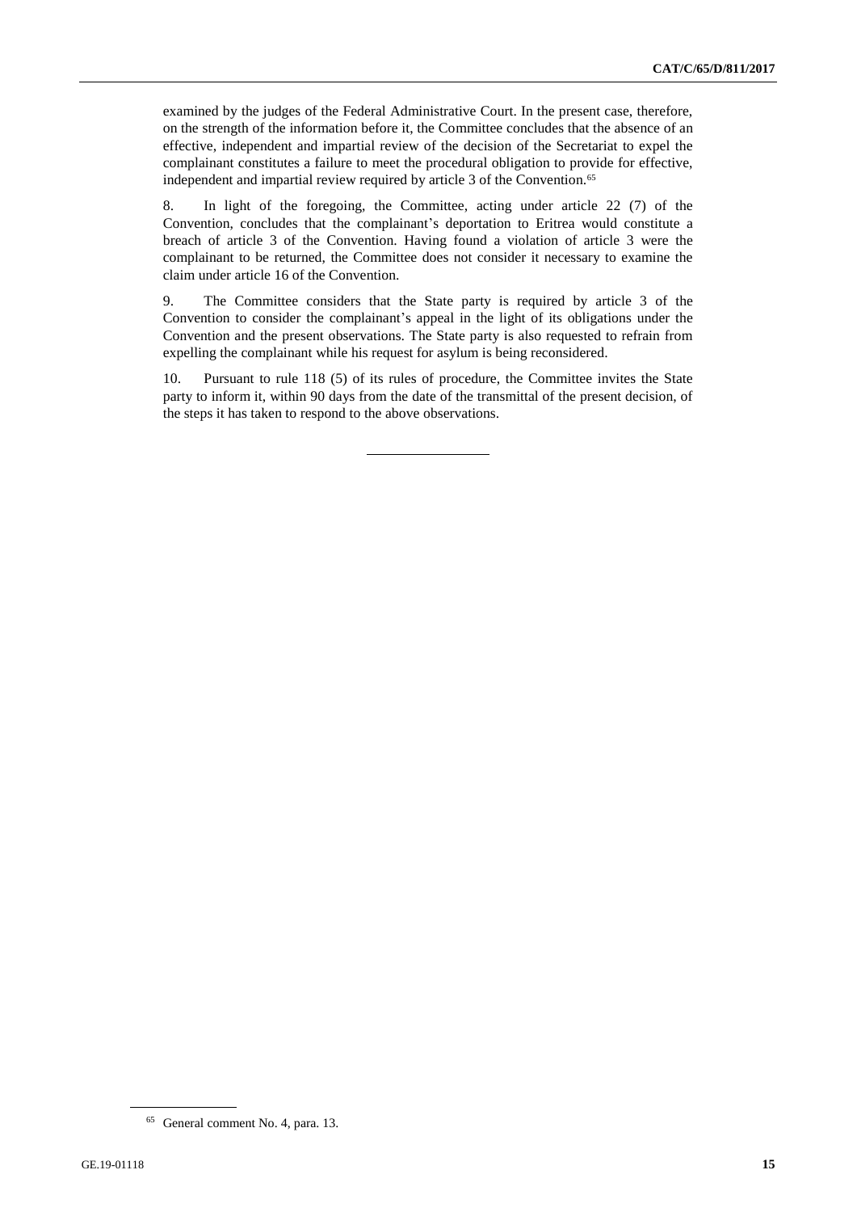examined by the judges of the Federal Administrative Court. In the present case, therefore, on the strength of the information before it, the Committee concludes that the absence of an effective, independent and impartial review of the decision of the Secretariat to expel the complainant constitutes a failure to meet the procedural obligation to provide for effective, independent and impartial review required by article 3 of the Convention.[65]

8. In light of the foregoing, the Committee, acting under article 22 (7) of the Convention, concludes that the complainant's deportation to Eritrea would constitute a breach of article 3 of the Convention. Having found a violation of article 3 were the complainant to be returned, the Committee does not consider it necessary to examine the claim under article 16 of the Convention.

9. The Committee considers that the State party is required by article 3 of the Convention to consider the complainant's appeal in the light of its obligations under the Convention and the present observations. The State party is also requested to refrain from expelling the complainant while his request for asylum is being reconsidered.

10. Pursuant to rule 118 (5) of its rules of procedure, the Committee invites the State party to inform it, within 90 days from the date of the transmittal of the present decision, of the steps it has taken to respond to the above observations.

---

[65] General comment No. 4, para. 13.